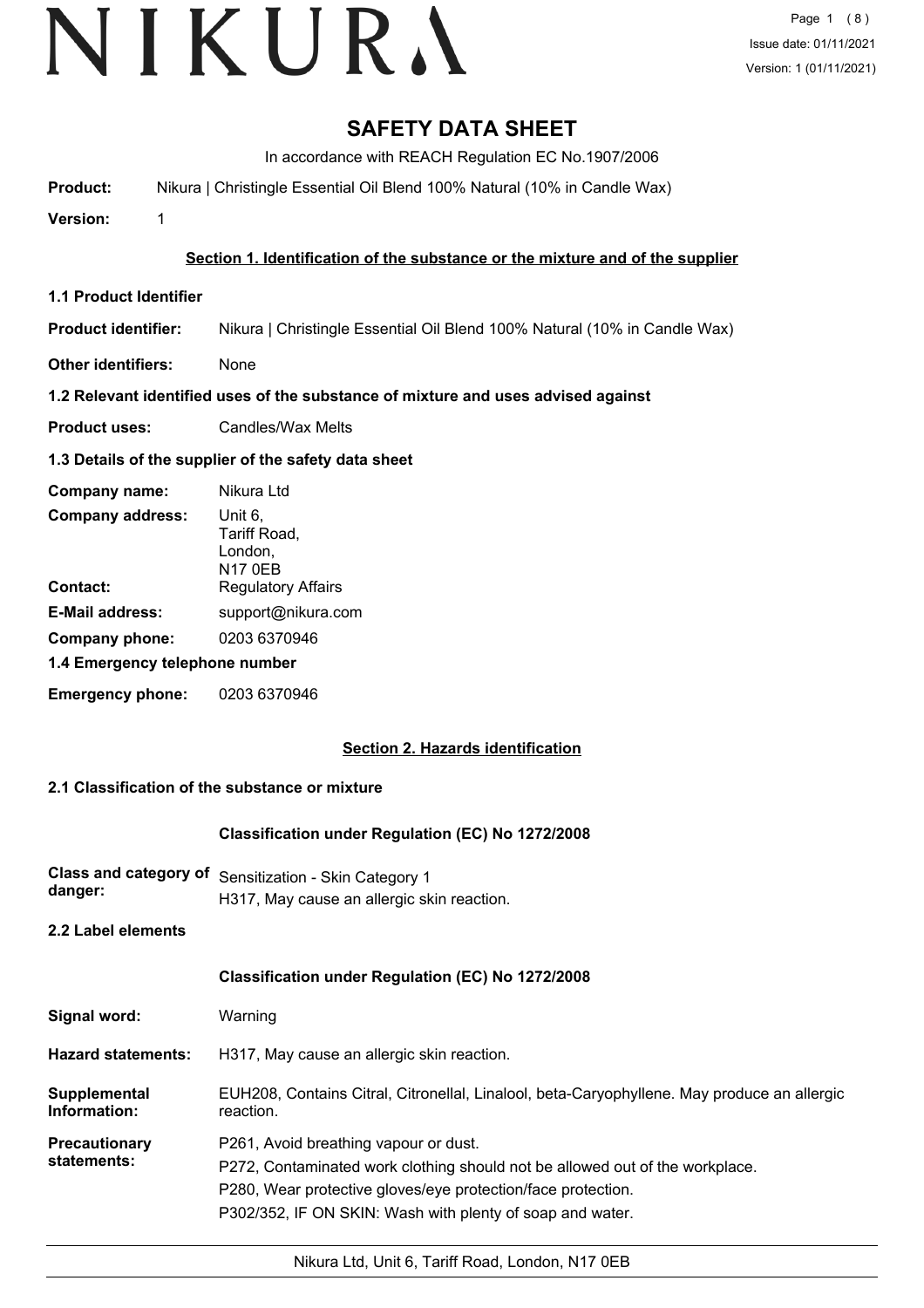# SAFETY DATA SHEET

In accordance with REACH Regulation EC No.1907/2006

**Product:** Nikura | Christingle Essential Oil Blend 100% Natural (10% in Candle Wax)

**Version:** 1

## Section 1. Identification of the substance or the mixture and of the supplier

### 1.1 Product Identifier

**Product identifier:** Nikura | Christingle Essential Oil Blend 100% Natural (10% in Candle Wax)

**Other identifiers:** None

### 1.2 Relevant identified uses of the substance of mixture and uses advised against

**Product uses:** Candles/Wax Melts

### 1.3 Details of the supplier of the safety data sheet

**Company name:** Nikura Ltd

**Company address:** Unit 6,
Tariff Road,
London,
N17 0EB

**Contact:** Regulatory Affairs

**E-Mail address:** support@nikura.com

**Company phone:** 0203 6370946

### 1.4 Emergency telephone number

**Emergency phone:** 0203 6370946

## Section 2. Hazards identification

### 2.1 Classification of the substance or mixture

**Classification under Regulation (EC) No 1272/2008**

**Class and category of danger:** Sensitization - Skin Category 1
H317, May cause an allergic skin reaction.

### 2.2 Label elements

**Classification under Regulation (EC) No 1272/2008**

**Signal word:** Warning

**Hazard statements:** H317, May cause an allergic skin reaction.

**Supplemental Information:** EUH208, Contains Citral, Citronellal, Linalool, beta-Caryophyllene. May produce an allergic reaction.

**Precautionary statements:**
P261, Avoid breathing vapour or dust.
P272, Contaminated work clothing should not be allowed out of the workplace.
P280, Wear protective gloves/eye protection/face protection.
P302/352, IF ON SKIN: Wash with plenty of soap and water.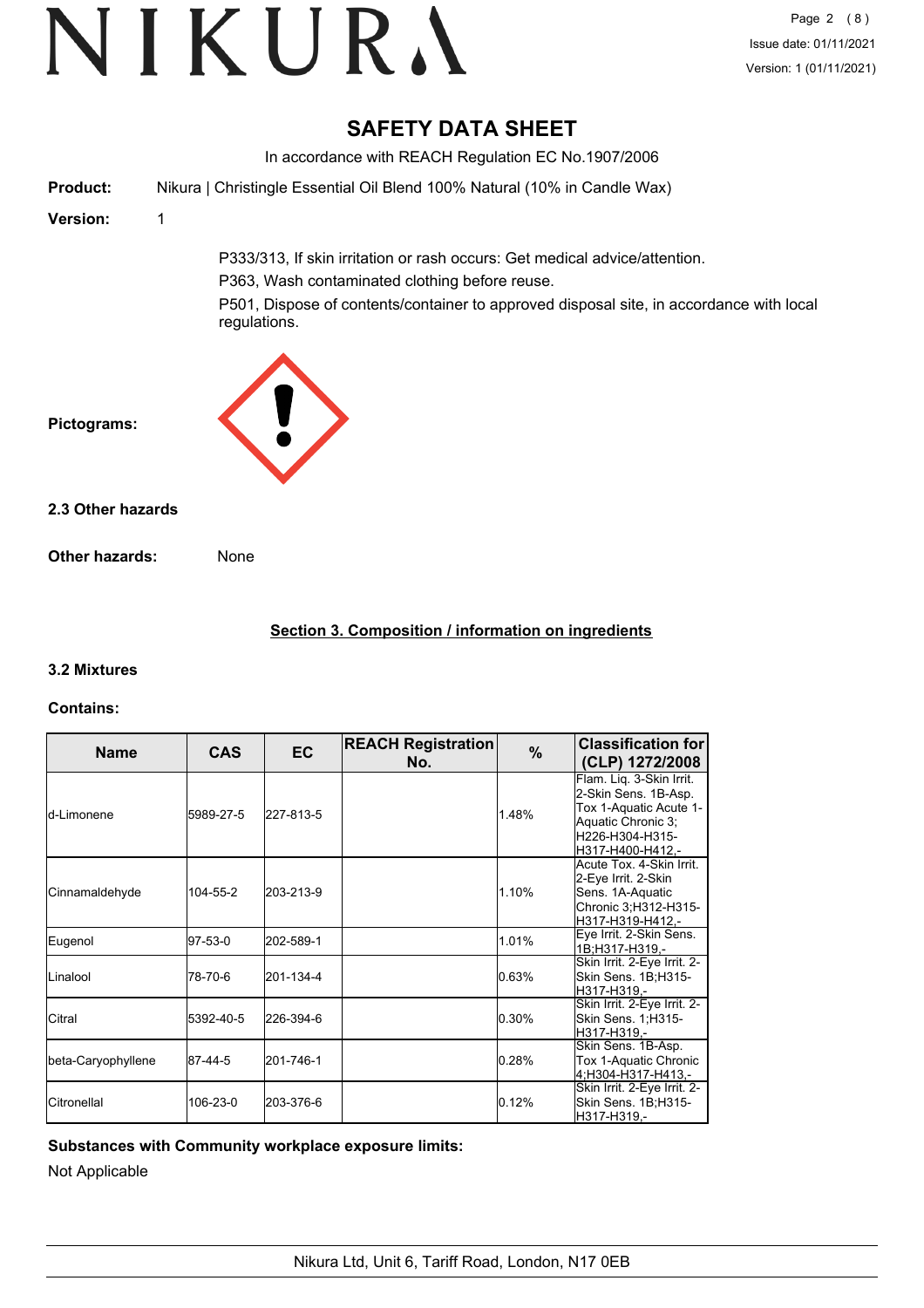# SAFETY DATA SHEET

In accordance with REACH Regulation EC No.1907/2006

**Product:** Nikura | Christingle Essential Oil Blend 100% Natural (10% in Candle Wax)

**Version:** 1

P333/313, If skin irritation or rash occurs: Get medical advice/attention.

P363, Wash contaminated clothing before reuse.

P501, Dispose of contents/container to approved disposal site, in accordance with local regulations.

**Pictograms:**

### 2.3 Other hazards

**Other hazards:** None

## Section 3. Composition / information on ingredients

### 3.2 Mixtures

**Contains:**

| Name | CAS | EC | REACH Registration No. | % | Classification for (CLP) 1272/2008 |
|---|---|---|---|---|---|
| d-Limonene | 5989-27-5 | 227-813-5 | | 1.48% | Flam. Liq. 3-Skin Irrit. 2-Skin Sens. 1B-Asp. Tox 1-Aquatic Acute 1-Aquatic Chronic 3;H226-H304-H315-H317-H400-H412,- |
| Cinnamaldehyde | 104-55-2 | 203-213-9 | | 1.10% | Acute Tox. 4-Skin Irrit. 2-Eye Irrit. 2-Skin Sens. 1A-Aquatic Chronic 3;H312-H315-H317-H319-H412,- |
| Eugenol | 97-53-0 | 202-589-1 | | 1.01% | Eye Irrit. 2-Skin Sens. 1B;H317-H319,- |
| Linalool | 78-70-6 | 201-134-4 | | 0.63% | Skin Irrit. 2-Eye Irrit. 2-Skin Sens. 1B;H315-H317-H319,- |
| Citral | 5392-40-5 | 226-394-6 | | 0.30% | Skin Irrit. 2-Eye Irrit. 2-Skin Sens. 1;H315-H317-H319,- |
| beta-Caryophyllene | 87-44-5 | 201-746-1 | | 0.28% | Skin Sens. 1B-Asp. Tox 1-Aquatic Chronic 4;H304-H317-H413,- |
| Citronellal | 106-23-0 | 203-376-6 | | 0.12% | Skin Irrit. 2-Eye Irrit. 2-Skin Sens. 1B;H315-H317-H319,- |

**Substances with Community workplace exposure limits:**

Not Applicable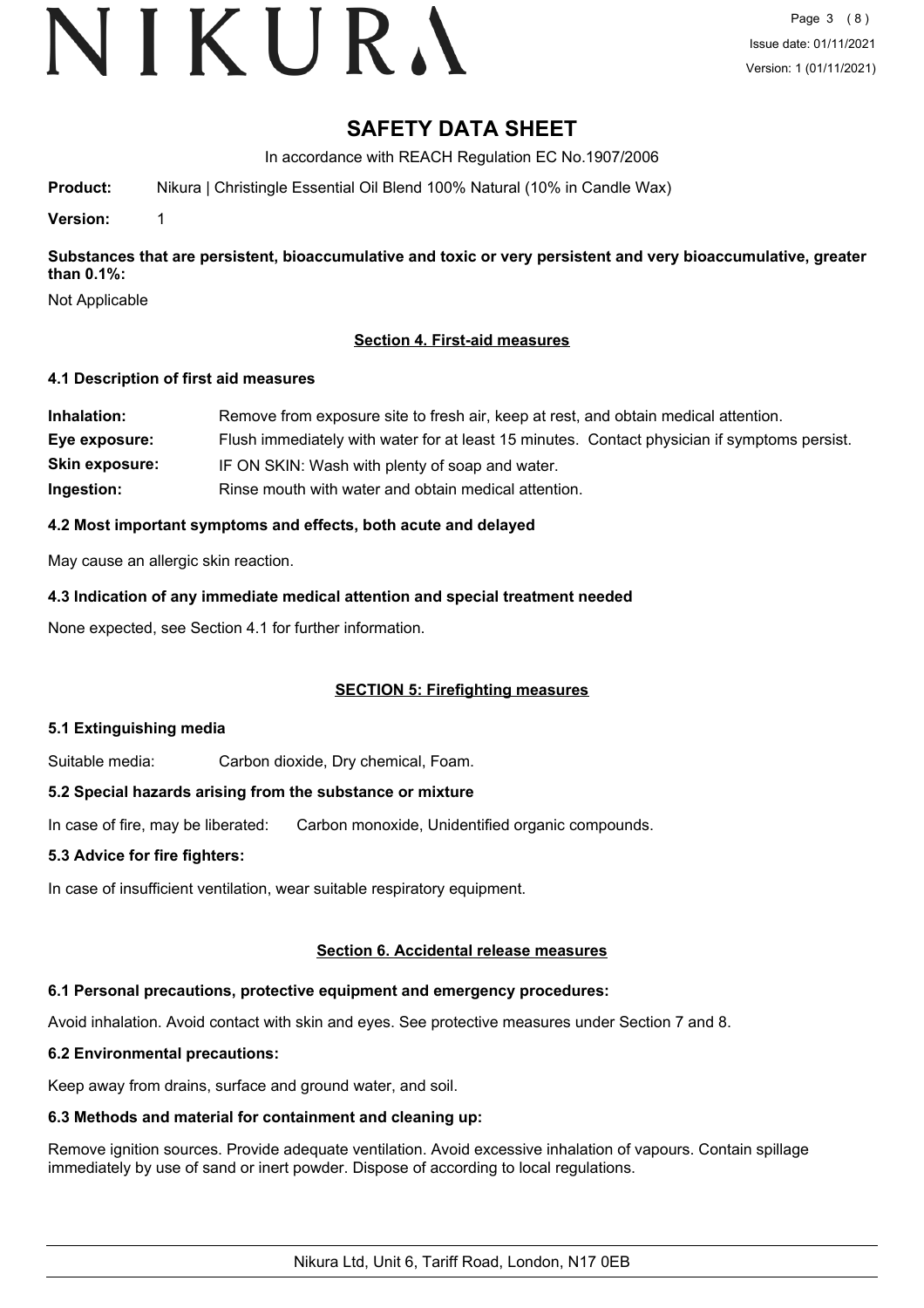# SAFETY DATA SHEET

In accordance with REACH Regulation EC No.1907/2006

**Product:** Nikura | Christingle Essential Oil Blend 100% Natural (10% in Candle Wax)

**Version:** 1

**Substances that are persistent, bioaccumulative and toxic or very persistent and very bioaccumulative, greater than 0.1%:**

Not Applicable

## Section 4. First-aid measures

### 4.1 Description of first aid measures

**Inhalation:** Remove from exposure site to fresh air, keep at rest, and obtain medical attention.

**Eye exposure:** Flush immediately with water for at least 15 minutes. Contact physician if symptoms persist.

**Skin exposure:** IF ON SKIN: Wash with plenty of soap and water.

**Ingestion:** Rinse mouth with water and obtain medical attention.

### 4.2 Most important symptoms and effects, both acute and delayed

May cause an allergic skin reaction.

### 4.3 Indication of any immediate medical attention and special treatment needed

None expected, see Section 4.1 for further information.

## SECTION 5: Firefighting measures

### 5.1 Extinguishing media

Suitable media: Carbon dioxide, Dry chemical, Foam.

### 5.2 Special hazards arising from the substance or mixture

In case of fire, may be liberated: Carbon monoxide, Unidentified organic compounds.

### 5.3 Advice for fire fighters:

In case of insufficient ventilation, wear suitable respiratory equipment.

## Section 6. Accidental release measures

### 6.1 Personal precautions, protective equipment and emergency procedures:

Avoid inhalation. Avoid contact with skin and eyes. See protective measures under Section 7 and 8.

### 6.2 Environmental precautions:

Keep away from drains, surface and ground water, and soil.

### 6.3 Methods and material for containment and cleaning up:

Remove ignition sources. Provide adequate ventilation. Avoid excessive inhalation of vapours. Contain spillage immediately by use of sand or inert powder. Dispose of according to local regulations.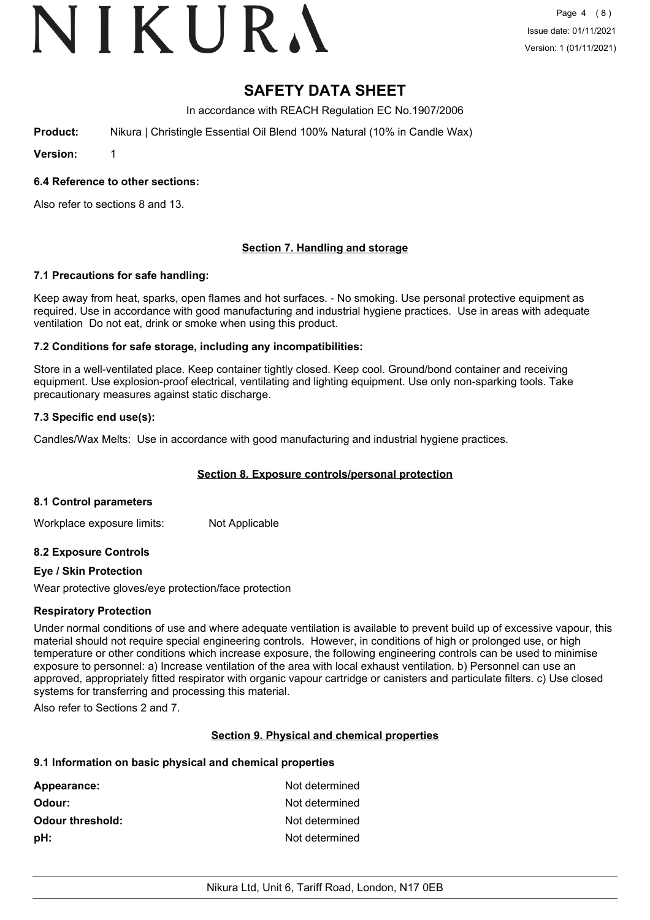# SAFETY DATA SHEET

In accordance with REACH Regulation EC No.1907/2006

**Product:** Nikura | Christingle Essential Oil Blend 100% Natural (10% in Candle Wax)

**Version:** 1

### 6.4 Reference to other sections:

Also refer to sections 8 and 13.

## Section 7. Handling and storage

### 7.1 Precautions for safe handling:

Keep away from heat, sparks, open flames and hot surfaces. - No smoking. Use personal protective equipment as required. Use in accordance with good manufacturing and industrial hygiene practices. Use in areas with adequate ventilation Do not eat, drink or smoke when using this product.

### 7.2 Conditions for safe storage, including any incompatibilities:

Store in a well-ventilated place. Keep container tightly closed. Keep cool. Ground/bond container and receiving equipment. Use explosion-proof electrical, ventilating and lighting equipment. Use only non-sparking tools. Take precautionary measures against static discharge.

### 7.3 Specific end use(s):

Candles/Wax Melts: Use in accordance with good manufacturing and industrial hygiene practices.

## Section 8. Exposure controls/personal protection

### 8.1 Control parameters

Workplace exposure limits: Not Applicable

### 8.2 Exposure Controls

**Eye / Skin Protection**

Wear protective gloves/eye protection/face protection

**Respiratory Protection**

Under normal conditions of use and where adequate ventilation is available to prevent build up of excessive vapour, this material should not require special engineering controls. However, in conditions of high or prolonged use, or high temperature or other conditions which increase exposure, the following engineering controls can be used to minimise exposure to personnel: a) Increase ventilation of the area with local exhaust ventilation. b) Personnel can use an approved, appropriately fitted respirator with organic vapour cartridge or canisters and particulate filters. c) Use closed systems for transferring and processing this material.

Also refer to Sections 2 and 7.

## Section 9. Physical and chemical properties

### 9.1 Information on basic physical and chemical properties

| | |
|---|---|
| **Appearance:** | Not determined |
| **Odour:** | Not determined |
| **Odour threshold:** | Not determined |
| **pH:** | Not determined |

Nikura Ltd, Unit 6, Tariff Road, London, N17 0EB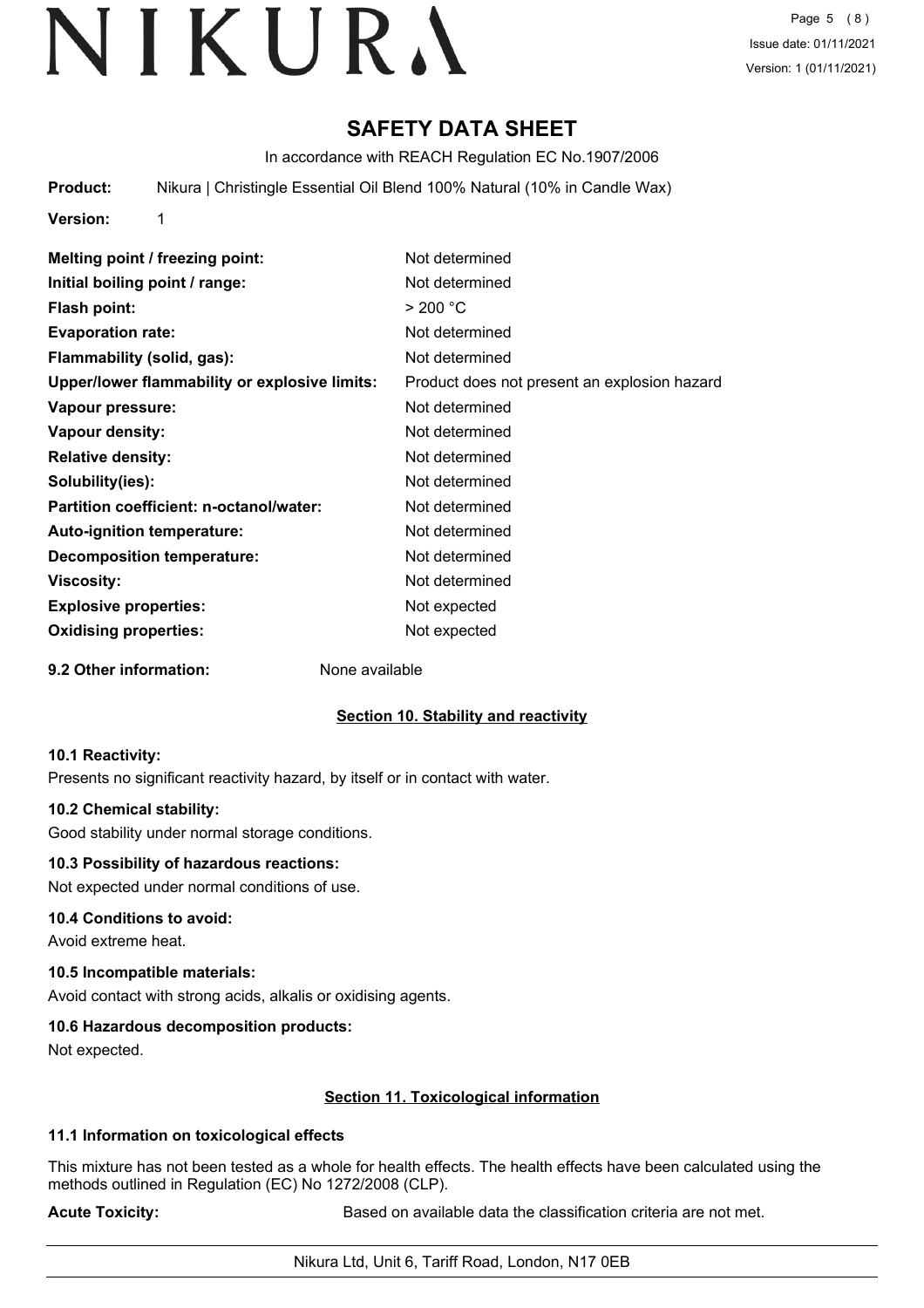# SAFETY DATA SHEET

In accordance with REACH Regulation EC No.1907/2006

**Product:** Nikura | Christingle Essential Oil Blend 100% Natural (10% in Candle Wax)

**Version:** 1

| | |
|---|---|
| **Melting point / freezing point:** | Not determined |
| **Initial boiling point / range:** | Not determined |
| **Flash point:** | > 200 °C |
| **Evaporation rate:** | Not determined |
| **Flammability (solid, gas):** | Not determined |
| **Upper/lower flammability or explosive limits:** | Product does not present an explosion hazard |
| **Vapour pressure:** | Not determined |
| **Vapour density:** | Not determined |
| **Relative density:** | Not determined |
| **Solubility(ies):** | Not determined |
| **Partition coefficient: n-octanol/water:** | Not determined |
| **Auto-ignition temperature:** | Not determined |
| **Decomposition temperature:** | Not determined |
| **Viscosity:** | Not determined |
| **Explosive properties:** | Not expected |
| **Oxidising properties:** | Not expected |

**9.2 Other information:** None available

## Section 10. Stability and reactivity

**10.1 Reactivity:**

Presents no significant reactivity hazard, by itself or in contact with water.

**10.2 Chemical stability:**

Good stability under normal storage conditions.

**10.3 Possibility of hazardous reactions:**

Not expected under normal conditions of use.

**10.4 Conditions to avoid:**

Avoid extreme heat.

**10.5 Incompatible materials:**

Avoid contact with strong acids, alkalis or oxidising agents.

**10.6 Hazardous decomposition products:**

Not expected.

## Section 11. Toxicological information

**11.1 Information on toxicological effects**

This mixture has not been tested as a whole for health effects. The health effects have been calculated using the methods outlined in Regulation (EC) No 1272/2008 (CLP).

**Acute Toxicity:** Based on available data the classification criteria are not met.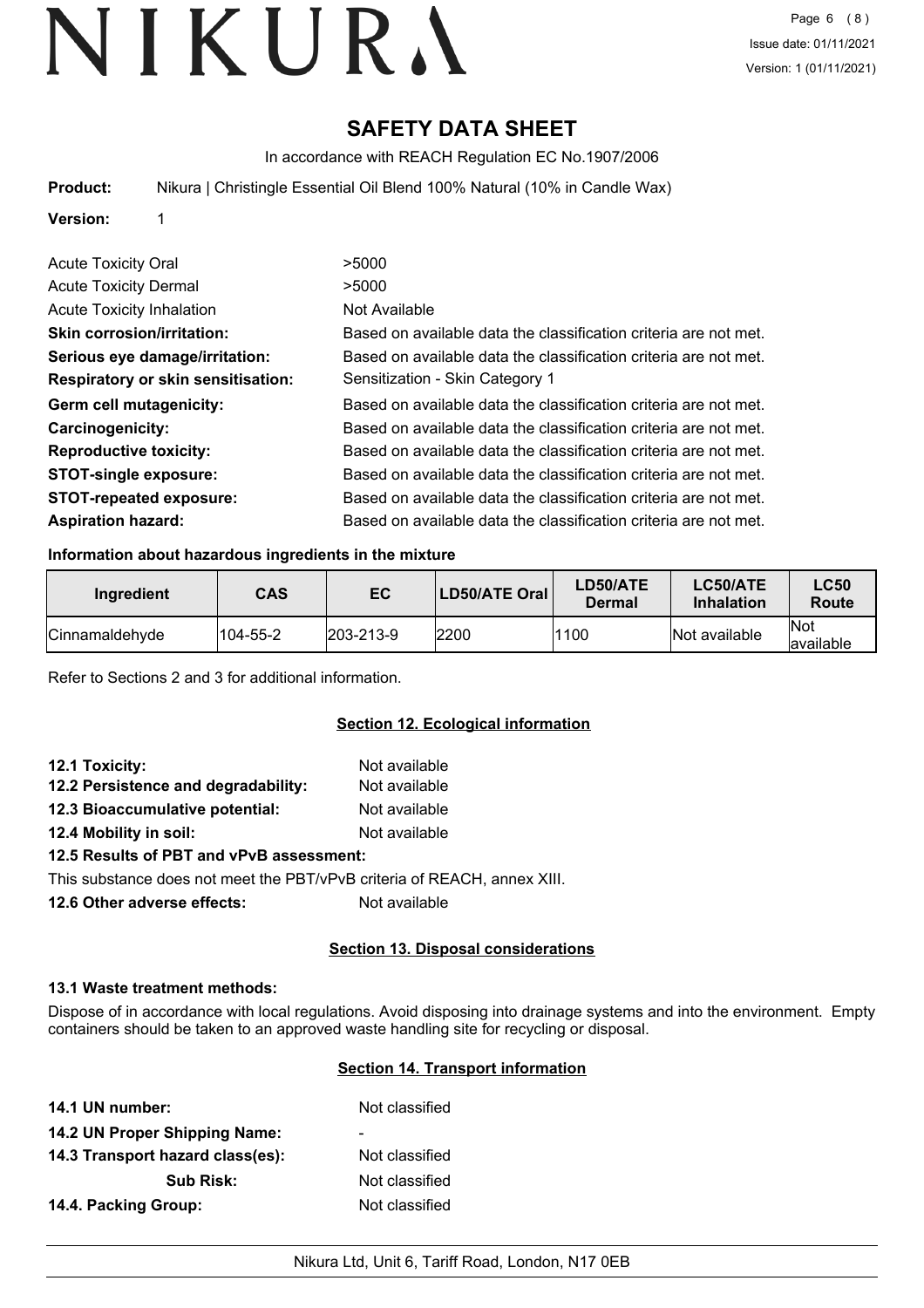# SAFETY DATA SHEET

In accordance with REACH Regulation EC No.1907/2006

**Product:** Nikura | Christingle Essential Oil Blend 100% Natural (10% in Candle Wax)

**Version:** 1

Acute Toxicity Oral >5000

Acute Toxicity Dermal >5000

Acute Toxicity Inhalation Not Available

**Skin corrosion/irritation:** Based on available data the classification criteria are not met.

**Serious eye damage/irritation:** Based on available data the classification criteria are not met.

**Respiratory or skin sensitisation:** Sensitization - Skin Category 1

**Germ cell mutagenicity:** Based on available data the classification criteria are not met.

**Carcinogenicity:** Based on available data the classification criteria are not met.

**Reproductive toxicity:** Based on available data the classification criteria are not met.

**STOT-single exposure:** Based on available data the classification criteria are not met.

**STOT-repeated exposure:** Based on available data the classification criteria are not met.

**Aspiration hazard:** Based on available data the classification criteria are not met.

### Information about hazardous ingredients in the mixture

| Ingredient | CAS | EC | LD50/ATE Oral | LD50/ATE Dermal | LC50/ATE Inhalation | LC50 Route |
|---|---|---|---|---|---|---|
| Cinnamaldehyde | 104-55-2 | 203-213-9 | 2200 | 1100 | Not available | Not available |

Refer to Sections 2 and 3 for additional information.

## Section 12. Ecological information

**12.1 Toxicity:** Not available

**12.2 Persistence and degradability:** Not available

**12.3 Bioaccumulative potential:** Not available

**12.4 Mobility in soil:** Not available

**12.5 Results of PBT and vPvB assessment:**

This substance does not meet the PBT/vPvB criteria of REACH, annex XIII.

**12.6 Other adverse effects:** Not available

## Section 13. Disposal considerations

### 13.1 Waste treatment methods:

Dispose of in accordance with local regulations. Avoid disposing into drainage systems and into the environment. Empty containers should be taken to an approved waste handling site for recycling or disposal.

## Section 14. Transport information

**14.1 UN number:** Not classified

**14.2 UN Proper Shipping Name:** -

**14.3 Transport hazard class(es):** Not classified

**Sub Risk:** Not classified

**14.4. Packing Group:** Not classified

Nikura Ltd, Unit 6, Tariff Road, London, N17 0EB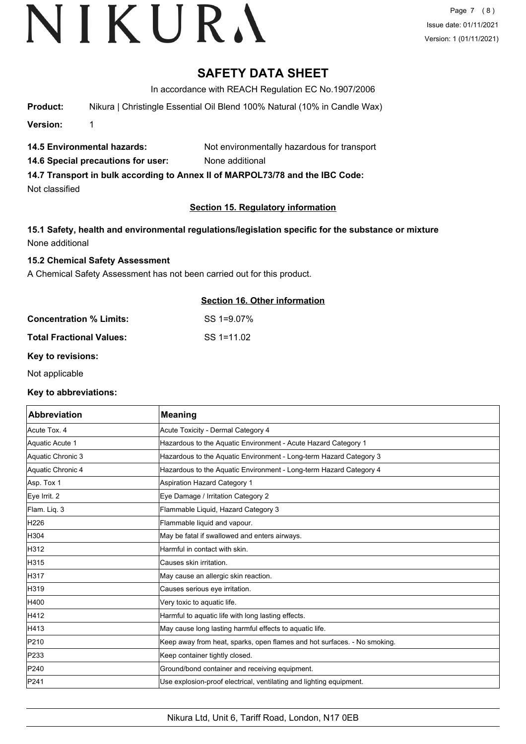# SAFETY DATA SHEET

In accordance with REACH Regulation EC No.1907/2006

**Product:** Nikura | Christingle Essential Oil Blend 100% Natural (10% in Candle Wax)

**Version:** 1

**14.5 Environmental hazards:** Not environmentally hazardous for transport

**14.6 Special precautions for user:** None additional

**14.7 Transport in bulk according to Annex II of MARPOL73/78 and the IBC Code:**

Not classified

## Section 15. Regulatory information

**15.1 Safety, health and environmental regulations/legislation specific for the substance or mixture**

None additional

**15.2 Chemical Safety Assessment**

A Chemical Safety Assessment has not been carried out for this product.

## Section 16. Other information

**Concentration % Limits:** SS 1=9.07%

**Total Fractional Values:** SS 1=11.02

**Key to revisions:**

Not applicable

**Key to abbreviations:**

| Abbreviation | Meaning |
|---|---|
| Acute Tox. 4 | Acute Toxicity - Dermal Category 4 |
| Aquatic Acute 1 | Hazardous to the Aquatic Environment - Acute Hazard Category 1 |
| Aquatic Chronic 3 | Hazardous to the Aquatic Environment - Long-term Hazard Category 3 |
| Aquatic Chronic 4 | Hazardous to the Aquatic Environment - Long-term Hazard Category 4 |
| Asp. Tox 1 | Aspiration Hazard Category 1 |
| Eye Irrit. 2 | Eye Damage / Irritation Category 2 |
| Flam. Liq. 3 | Flammable Liquid, Hazard Category 3 |
| H226 | Flammable liquid and vapour. |
| H304 | May be fatal if swallowed and enters airways. |
| H312 | Harmful in contact with skin. |
| H315 | Causes skin irritation. |
| H317 | May cause an allergic skin reaction. |
| H319 | Causes serious eye irritation. |
| H400 | Very toxic to aquatic life. |
| H412 | Harmful to aquatic life with long lasting effects. |
| H413 | May cause long lasting harmful effects to aquatic life. |
| P210 | Keep away from heat, sparks, open flames and hot surfaces. - No smoking. |
| P233 | Keep container tightly closed. |
| P240 | Ground/bond container and receiving equipment. |
| P241 | Use explosion-proof electrical, ventilating and lighting equipment. |

Nikura Ltd, Unit 6, Tariff Road, London, N17 0EB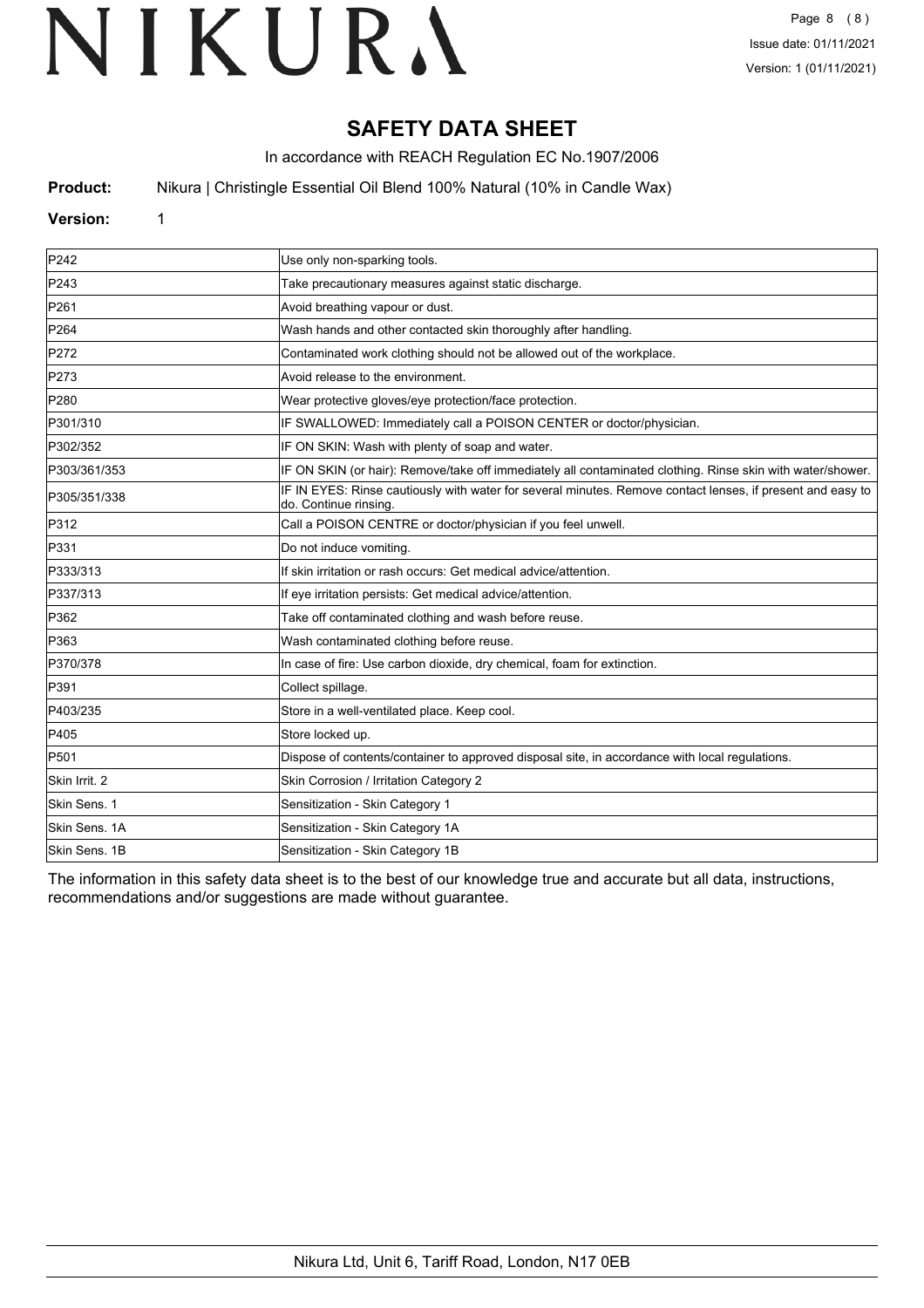# SAFETY DATA SHEET

In accordance with REACH Regulation EC No.1907/2006

**Product:** Nikura | Christingle Essential Oil Blend 100% Natural (10% in Candle Wax)

**Version:** 1

| | |
|---|---|
| P242 | Use only non-sparking tools. |
| P243 | Take precautionary measures against static discharge. |
| P261 | Avoid breathing vapour or dust. |
| P264 | Wash hands and other contacted skin thoroughly after handling. |
| P272 | Contaminated work clothing should not be allowed out of the workplace. |
| P273 | Avoid release to the environment. |
| P280 | Wear protective gloves/eye protection/face protection. |
| P301/310 | IF SWALLOWED: Immediately call a POISON CENTER or doctor/physician. |
| P302/352 | IF ON SKIN: Wash with plenty of soap and water. |
| P303/361/353 | IF ON SKIN (or hair): Remove/take off immediately all contaminated clothing. Rinse skin with water/shower. |
| P305/351/338 | IF IN EYES: Rinse cautiously with water for several minutes. Remove contact lenses, if present and easy to do. Continue rinsing. |
| P312 | Call a POISON CENTRE or doctor/physician if you feel unwell. |
| P331 | Do not induce vomiting. |
| P333/313 | If skin irritation or rash occurs: Get medical advice/attention. |
| P337/313 | If eye irritation persists: Get medical advice/attention. |
| P362 | Take off contaminated clothing and wash before reuse. |
| P363 | Wash contaminated clothing before reuse. |
| P370/378 | In case of fire: Use carbon dioxide, dry chemical, foam for extinction. |
| P391 | Collect spillage. |
| P403/235 | Store in a well-ventilated place. Keep cool. |
| P405 | Store locked up. |
| P501 | Dispose of contents/container to approved disposal site, in accordance with local regulations. |
| Skin Irrit. 2 | Skin Corrosion / Irritation Category 2 |
| Skin Sens. 1 | Sensitization - Skin Category 1 |
| Skin Sens. 1A | Sensitization - Skin Category 1A |
| Skin Sens. 1B | Sensitization - Skin Category 1B |

The information in this safety data sheet is to the best of our knowledge true and accurate but all data, instructions, recommendations and/or suggestions are made without guarantee.

Nikura Ltd, Unit 6, Tariff Road, London, N17 0EB